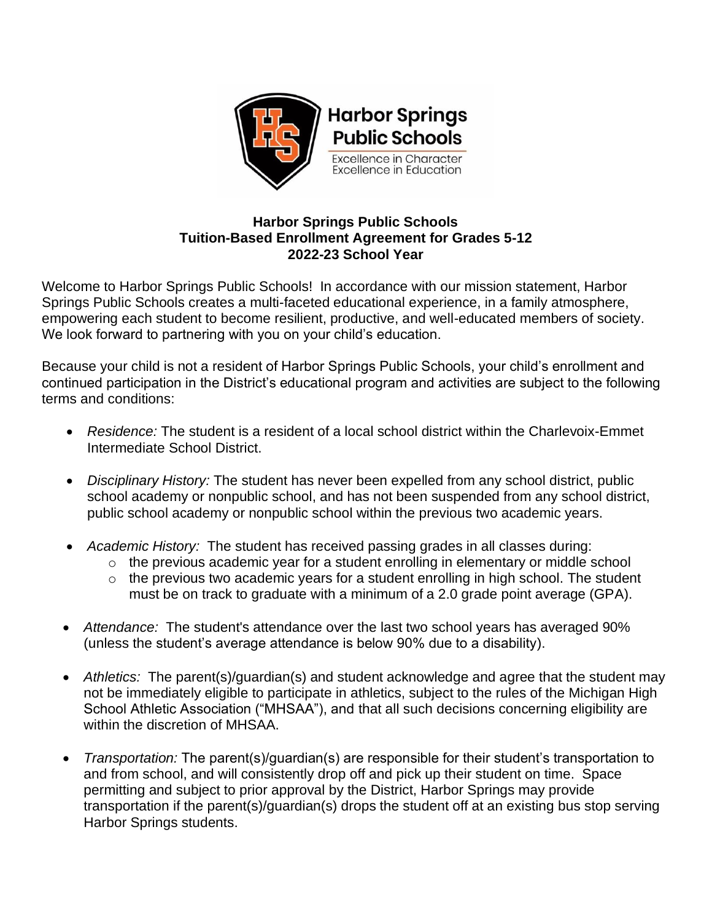Harbor Springs Public Schools

Excellence in Character
Excellence in Education

# Harbor Springs Public Schools
## Tuition-Based Enrollment Agreement for Grades 5-12
## 2022-23 School Year

Welcome to Harbor Springs Public Schools! In accordance with our mission statement, Harbor Springs Public Schools creates a multi-faceted educational experience, in a family atmosphere, empowering each student to become resilient, productive, and well-educated members of society. We look forward to partnering with you on your child's education.

Because your child is not a resident of Harbor Springs Public Schools, your child's enrollment and continued participation in the District's educational program and activities are subject to the following terms and conditions:

- *Residence:* The student is a resident of a local school district within the Charlevoix-Emmet Intermediate School District.

- *Disciplinary History:* The student has never been expelled from any school district, public school academy or nonpublic school, and has not been suspended from any school district, public school academy or nonpublic school within the previous two academic years.

- *Academic History:* The student has received passing grades in all classes during:
  - the previous academic year for a student enrolling in elementary or middle school
  - the previous two academic years for a student enrolling in high school. The student must be on track to graduate with a minimum of a 2.0 grade point average (GPA).

- *Attendance:* The student's attendance over the last two school years has averaged 90% (unless the student's average attendance is below 90% due to a disability).

- *Athletics:* The parent(s)/guardian(s) and student acknowledge and agree that the student may not be immediately eligible to participate in athletics, subject to the rules of the Michigan High School Athletic Association ("MHSAA"), and that all such decisions concerning eligibility are within the discretion of MHSAA.

- *Transportation:* The parent(s)/guardian(s) are responsible for their student's transportation to and from school, and will consistently drop off and pick up their student on time. Space permitting and subject to prior approval by the District, Harbor Springs may provide transportation if the parent(s)/guardian(s) drops the student off at an existing bus stop serving Harbor Springs students.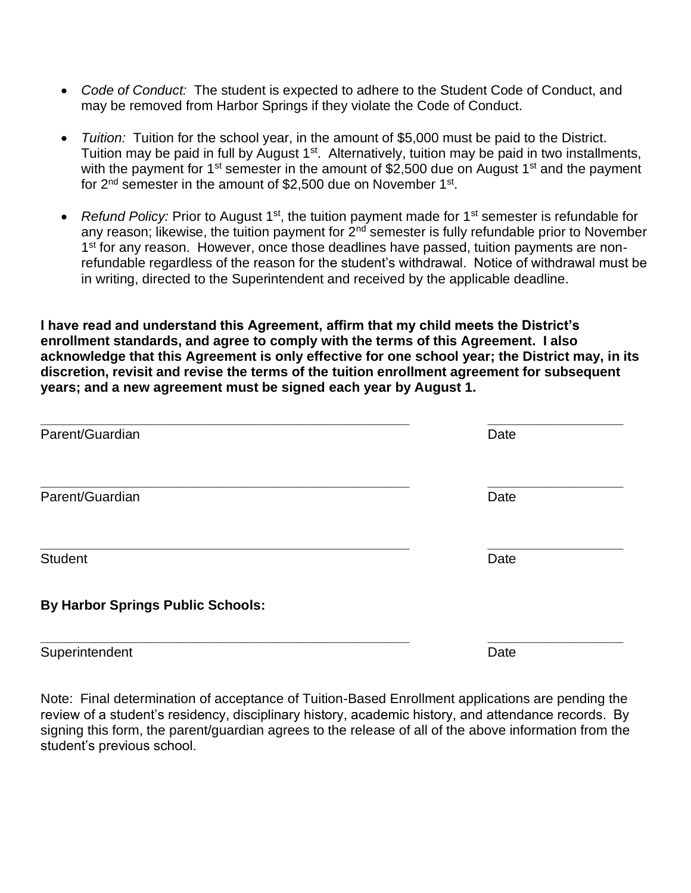- *Code of Conduct:* The student is expected to adhere to the Student Code of Conduct, and may be removed from Harbor Springs if they violate the Code of Conduct.

- *Tuition:* Tuition for the school year, in the amount of $5,000 must be paid to the District. Tuition may be paid in full by August 1st. Alternatively, tuition may be paid in two installments, with the payment for 1st semester in the amount of $2,500 due on August 1st and the payment for 2nd semester in the amount of $2,500 due on November 1st.

- *Refund Policy:* Prior to August 1st, the tuition payment made for 1st semester is refundable for any reason; likewise, the tuition payment for 2nd semester is fully refundable prior to November 1st for any reason. However, once those deadlines have passed, tuition payments are non-refundable regardless of the reason for the student's withdrawal. Notice of withdrawal must be in writing, directed to the Superintendent and received by the applicable deadline.

**I have read and understand this Agreement, affirm that my child meets the District's enrollment standards, and agree to comply with the terms of this Agreement. I also acknowledge that this Agreement is only effective for one school year; the District may, in its discretion, revisit and revise the terms of the tuition enrollment agreement for subsequent years; and a new agreement must be signed each year by August 1.**

______________________________________________ ________________

Parent/Guardian Date

______________________________________________ ________________

Parent/Guardian Date

______________________________________________ ________________

Student Date

**By Harbor Springs Public Schools:**

______________________________________________ ________________

Superintendent Date

Note: Final determination of acceptance of Tuition-Based Enrollment applications are pending the review of a student's residency, disciplinary history, academic history, and attendance records. By signing this form, the parent/guardian agrees to the release of all of the above information from the student's previous school.